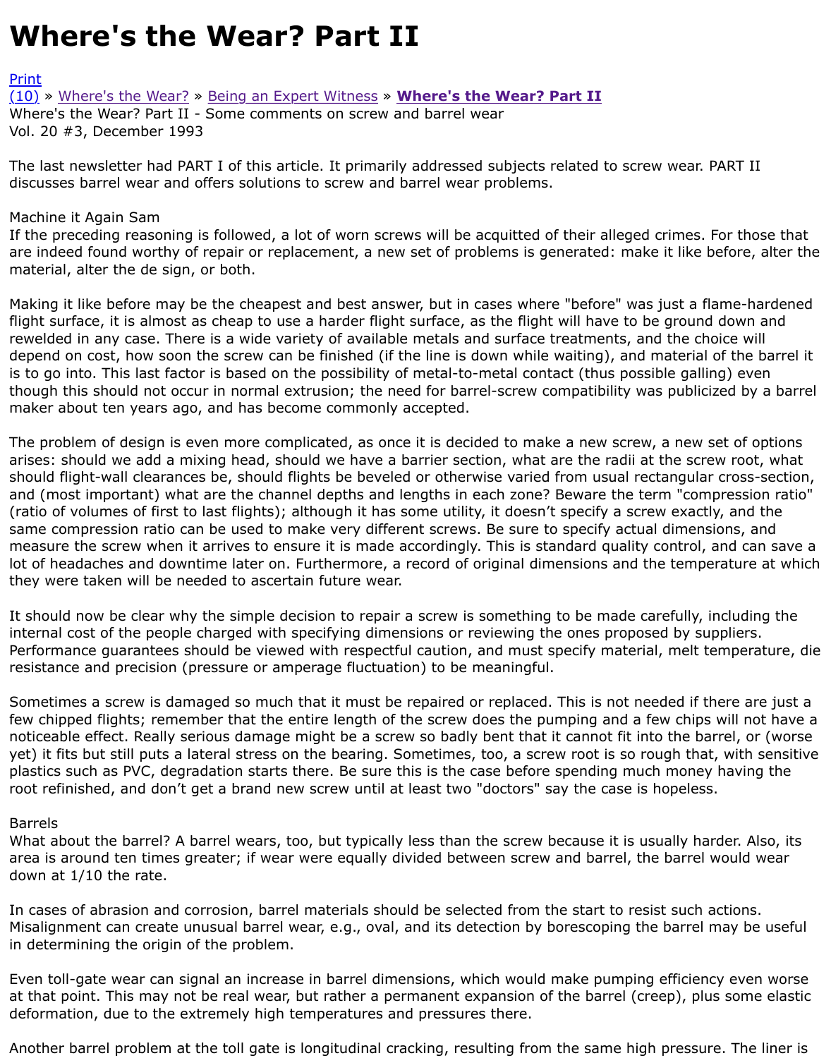# Where's the Wear? Part II

Print
(10) » Where's the Wear? » Being an Expert Witness » **Where's the Wear? Part II**
Where's the Wear? Part II - Some comments on screw and barrel wear
Vol. 20 #3, December 1993

The last newsletter had PART I of this article. It primarily addressed subjects related to screw wear. PART II discusses barrel wear and offers solutions to screw and barrel wear problems.

Machine it Again Sam
If the preceding reasoning is followed, a lot of worn screws will be acquitted of their alleged crimes. For those that are indeed found worthy of repair or replacement, a new set of problems is generated: make it like before, alter the material, alter the de sign, or both.

Making it like before may be the cheapest and best answer, but in cases where "before" was just a flame-hardened flight surface, it is almost as cheap to use a harder flight surface, as the flight will have to be ground down and rewelded in any case. There is a wide variety of available metals and surface treatments, and the choice will depend on cost, how soon the screw can be finished (if the line is down while waiting), and material of the barrel it is to go into. This last factor is based on the possibility of metal-to-metal contact (thus possible galling) even though this should not occur in normal extrusion; the need for barrel-screw compatibility was publicized by a barrel maker about ten years ago, and has become commonly accepted.

The problem of design is even more complicated, as once it is decided to make a new screw, a new set of options arises: should we add a mixing head, should we have a barrier section, what are the radii at the screw root, what should flight-wall clearances be, should flights be beveled or otherwise varied from usual rectangular cross-section, and (most important) what are the channel depths and lengths in each zone? Beware the term "compression ratio" (ratio of volumes of first to last flights); although it has some utility, it doesn’t specify a screw exactly, and the same compression ratio can be used to make very different screws. Be sure to specify actual dimensions, and measure the screw when it arrives to ensure it is made accordingly. This is standard quality control, and can save a lot of headaches and downtime later on. Furthermore, a record of original dimensions and the temperature at which they were taken will be needed to ascertain future wear.

It should now be clear why the simple decision to repair a screw is something to be made carefully, including the internal cost of the people charged with specifying dimensions or reviewing the ones proposed by suppliers. Performance guarantees should be viewed with respectful caution, and must specify material, melt temperature, die resistance and precision (pressure or amperage fluctuation) to be meaningful.

Sometimes a screw is damaged so much that it must be repaired or replaced. This is not needed if there are just a few chipped flights; remember that the entire length of the screw does the pumping and a few chips will not have a noticeable effect. Really serious damage might be a screw so badly bent that it cannot fit into the barrel, or (worse yet) it fits but still puts a lateral stress on the bearing. Sometimes, too, a screw root is so rough that, with sensitive plastics such as PVC, degradation starts there. Be sure this is the case before spending much money having the root refinished, and don’t get a brand new screw until at least two "doctors" say the case is hopeless.

Barrels
What about the barrel? A barrel wears, too, but typically less than the screw because it is usually harder. Also, its area is around ten times greater; if wear were equally divided between screw and barrel, the barrel would wear down at 1/10 the rate.

In cases of abrasion and corrosion, barrel materials should be selected from the start to resist such actions. Misalignment can create unusual barrel wear, e.g., oval, and its detection by borescoping the barrel may be useful in determining the origin of the problem.

Even toll-gate wear can signal an increase in barrel dimensions, which would make pumping efficiency even worse at that point. This may not be real wear, but rather a permanent expansion of the barrel (creep), plus some elastic deformation, due to the extremely high temperatures and pressures there.

Another barrel problem at the toll gate is longitudinal cracking, resulting from the same high pressure. The liner is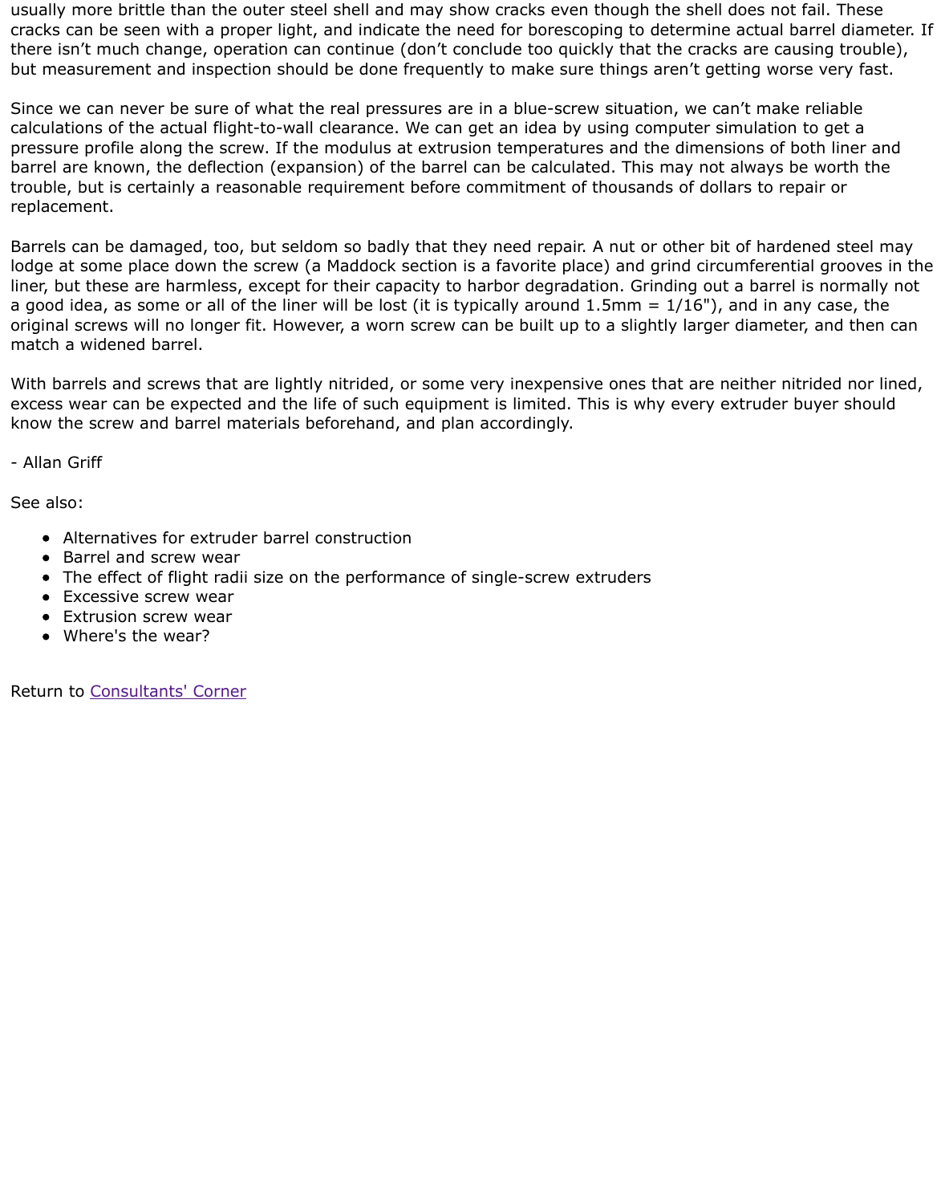usually more brittle than the outer steel shell and may show cracks even though the shell does not fail. These cracks can be seen with a proper light, and indicate the need for borescoping to determine actual barrel diameter. If there isn't much change, operation can continue (don't conclude too quickly that the cracks are causing trouble), but measurement and inspection should be done frequently to make sure things aren't getting worse very fast.

Since we can never be sure of what the real pressures are in a blue-screw situation, we can't make reliable calculations of the actual flight-to-wall clearance. We can get an idea by using computer simulation to get a pressure profile along the screw. If the modulus at extrusion temperatures and the dimensions of both liner and barrel are known, the deflection (expansion) of the barrel can be calculated. This may not always be worth the trouble, but is certainly a reasonable requirement before commitment of thousands of dollars to repair or replacement.

Barrels can be damaged, too, but seldom so badly that they need repair. A nut or other bit of hardened steel may lodge at some place down the screw (a Maddock section is a favorite place) and grind circumferential grooves in the liner, but these are harmless, except for their capacity to harbor degradation. Grinding out a barrel is normally not a good idea, as some or all of the liner will be lost (it is typically around 1.5mm = 1/16"), and in any case, the original screws will no longer fit. However, a worn screw can be built up to a slightly larger diameter, and then can match a widened barrel.

With barrels and screws that are lightly nitrided, or some very inexpensive ones that are neither nitrided nor lined, excess wear can be expected and the life of such equipment is limited. This is why every extruder buyer should know the screw and barrel materials beforehand, and plan accordingly.

- Allan Griff

See also:

- Alternatives for extruder barrel construction
- Barrel and screw wear
- The effect of flight radii size on the performance of single-screw extruders
- Excessive screw wear
- Extrusion screw wear
- Where's the wear?

Return to Consultants' Corner